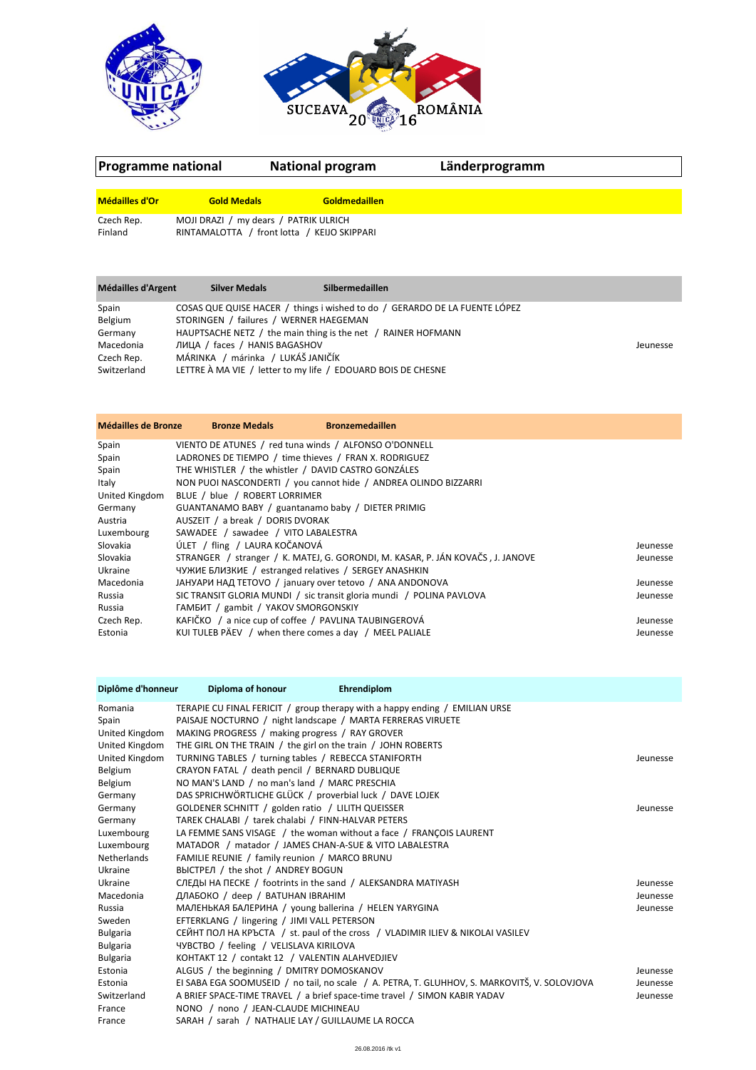## Programme national | National program | Länderprogramm

| Médailles d'Or | Gold Medals | Goldmedaillen |
|---|---|---|
| Czech Rep. | MOJI DRAZI / my dears / PATRIK ULRICH | |
| Finland | RINTAMALOTTA / front lotta / KEIJO SKIPPARI | |

| Médailles d'Argent | Silver Medals | Silbermedaillen |
|---|---|---|
| Spain | COSAS QUE QUISE HACER / things i wished to do / GERARDO DE LA FUENTE LÓPEZ | |
| Belgium | STORINGEN / failures / WERNER HAEGEMAN | |
| Germany | HAUPTSACHE NETZ / the main thing is the net / RAINER HOFMANN | |
| Macedonia | ЛИЦА / faces / HANIS BAGASHOV | Jeunesse |
| Czech Rep. | MÁRINKA / márinka / LUKÁŠ JANIČÍK | |
| Switzerland | LETTRE À MA VIE / letter to my life / EDOUARD BOIS DE CHESNE | |

| Médailles de Bronze | Bronze Medals | Bronzemedaillen |
|---|---|---|
| Spain | VIENTO DE ATUNES / red tuna winds / ALFONSO O'DONNELL | |
| Spain | LADRONES DE TIEMPO / time thieves / FRAN X. RODRIGUEZ | |
| Spain | THE WHISTLER / the whistler / DAVID CASTRO GONZÁLES | |
| Italy | NON PUOI NASCONDERTI / you cannot hide / ANDREA OLINDO BIZZARRI | |
| United Kingdom | BLUE / blue / ROBERT LORRIMER | |
| Germany | GUANTANAMO BABY / guantanamo baby / DIETER PRIMIG | |
| Austria | AUSZEIT / a break / DORIS DVORAK | |
| Luxembourg | SAWADEE / sawadee / VITO LABALESTRA | |
| Slovakia | ÚLET / fling / LAURA KOČANOVÁ | Jeunesse |
| Slovakia | STRANGER / stranger / K. MATEJ, G. GORONDI, M. KASAR, P. JÁN KOVAČS , J. JANOVE | Jeunesse |
| Ukraine | ЧУЖИЕ БЛИЗКИЕ / estranged relatives / SERGEY ANASHKIN | |
| Macedonia | ЈАНУАРИ НАД ТЕТОВО / january over tetovo / ANA ANDONOVA | Jeunesse |
| Russia | SIC TRANSIT GLORIA MUNDI / sic transit gloria mundi / POLINA PAVLOVA | Jeunesse |
| Russia | ГАМБИТ / gambit / YAKOV SMORGONSKIY | |
| Czech Rep. | KAFIČKO / a nice cup of coffee / PAVLINA TAUBINGEROVÁ | Jeunesse |
| Estonia | KUI TULEB PÄEV / when there comes a day / MEEL PALIALE | Jeunesse |

| Diplôme d'honneur | Diploma of honour | Ehrendiplom |
|---|---|---|
| Romania | TERAPIE CU FINAL FERICIT / group therapy with a happy ending / EMILIAN URSE | |
| Spain | PAISAJE NOCTURNO / night landscape / MARTA FERRERAS VIRUETE | |
| United Kingdom | MAKING PROGRESS / making progress / RAY GROVER | |
| United Kingdom | THE GIRL ON THE TRAIN / the girl on the train / JOHN ROBERTS | |
| United Kingdom | TURNING TABLES / turning tables / REBECCA STANIFORTH | Jeunesse |
| Belgium | CRAYON FATAL / death pencil / BERNARD DUBLIQUE | |
| Belgium | NO MAN'S LAND / no man's land / MARC PRESCHIA | |
| Germany | DAS SPRICHWÖRTLICHE GLÜCK / proverbial luck / DAVE LOJEK | |
| Germany | GOLDENER SCHNITT / golden ratio / LILITH QUEISSER | Jeunesse |
| Germany | TAREK CHALABI / tarek chalabi / FINN-HALVAR PETERS | |
| Luxembourg | LA FEMME SANS VISAGE / the woman without a face / FRANÇOIS LAURENT | |
| Luxembourg | MATADOR / matador / JAMES CHAN-A-SUE & VITO LABALESTRA | |
| Netherlands | FAMILIE REUNIE / family reunion / MARCO BRUNU | |
| Ukraine | ВЫСТРЕЛ / the shot / ANDREY BOGUN | |
| Ukraine | СЛЕДЫ НА ПЕСКЕ / footrints in the sand / ALEKSANDRA MATIYASH | Jeunesse |
| Macedonia | ДЛАБОКО / deep / BATUHAN IBRAHIM | Jeunesse |
| Russia | МАЛЕНЬКАЯ БАЛЕРИНА / young ballerina / HELEN YARYGINA | Jeunesse |
| Sweden | EFTERKLANG / lingering / JIMI VALL PETERSON | |
| Bulgaria | СЕЙНТ ПОЛ НА КРЪСТА / st. paul of the cross / VLADIMIR ILIEV & NIKOLAI VASILEV | |
| Bulgaria | ЧУВСТВО / feeling / VELISLAVA KIRILOVA | |
| Bulgaria | КОНТАКТ 12 / contakt 12 / VALENTIN ALAHVEDJIEV | |
| Estonia | ALGUS / the beginning / DMITRY DOMOSKANOV | Jeunesse |
| Estonia | EI SABA EGA SOOMUSEID / no tail, no scale / A. PETRA, T. GLUHHOV, S. MARKOVITŠ, V. SOLOVJOVA | Jeunesse |
| Switzerland | A BRIEF SPACE-TIME TRAVEL / a brief space-time travel / SIMON KABIR YADAV | Jeunesse |
| France | NONO / nono / JEAN-CLAUDE MICHINEAU | |
| France | SARAH / sarah / NATHALIE LAY / GUILLAUME LA ROCCA | |

26.08.2016 /tk v1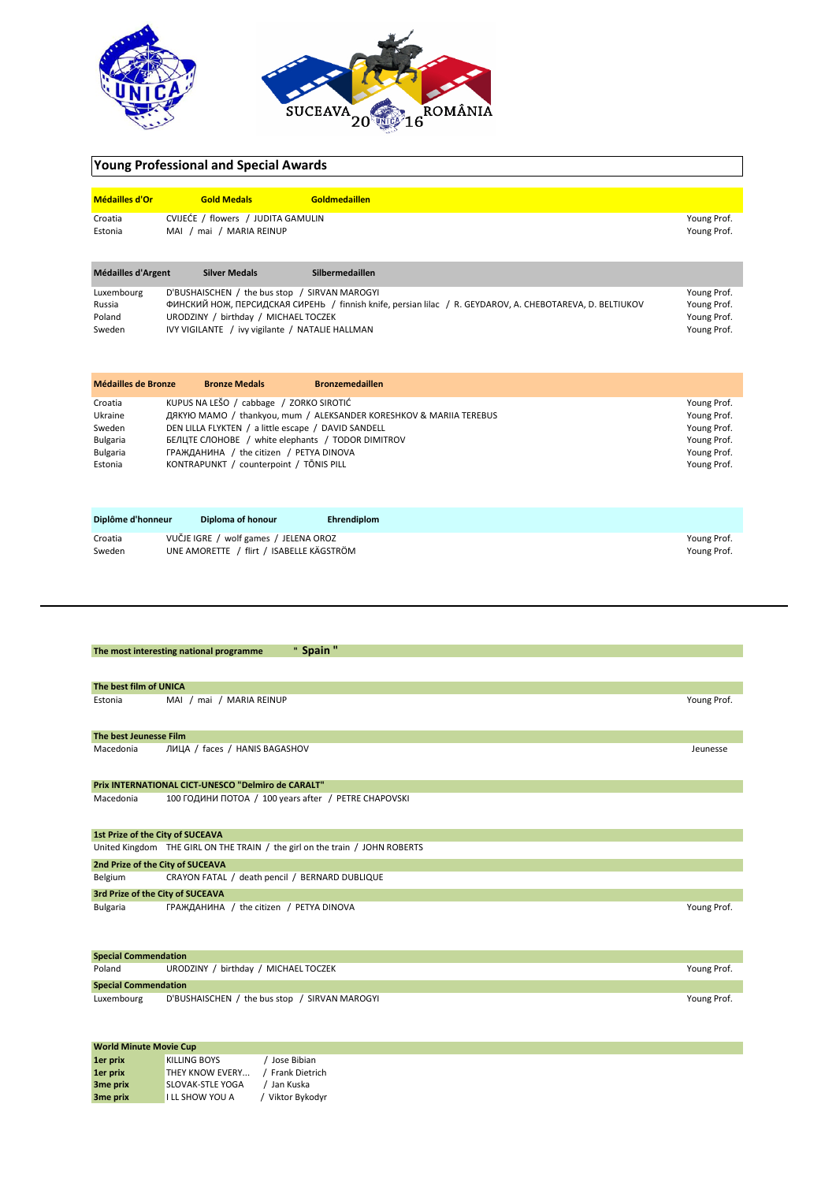## Young Professional and Special Awards

| Médailles d'Or | Gold Medals | Goldmedaillen |
|---|---|---|
| Croatia | CVIJEĆE / flowers / JUDITA GAMULIN | Young Prof. |
| Estonia | MAI / mai / MARIA REINUP | Young Prof. |

| Médailles d'Argent | Silver Medals | Silbermedaillen |
|---|---|---|
| Luxembourg | D'BUSHAISCHEN / the bus stop / SIRVAN MAROGYI | Young Prof. |
| Russia | ФИНСКИЙ НОЖ, ПЕРСИДСКАЯ СИРЕНЬ / finnish knife, persian lilac / R. GEYDAROV, A. CHEBOTAREVA, D. BELTIUKOV | Young Prof. |
| Poland | URODZINY / birthday / MICHAEL TOCZEK | Young Prof. |
| Sweden | IVY VIGILANTE / ivy vigilante / NATALIE HALLMAN | Young Prof. |

| Médailles de Bronze | Bronze Medals | Bronzemedaillen |
|---|---|---|
| Croatia | KUPUS NA LEŠO / cabbage / ZORKO SIROTIĆ | Young Prof. |
| Ukraine | ДЯКУЮ МАМО / thankyou, mum / ALEKSANDER KORESHKOV & MARIIA TEREBUS | Young Prof. |
| Sweden | DEN LILLA FLYKTEN / a little escape / DAVID SANDELL | Young Prof. |
| Bulgaria | БЕЛЦТЕ СЛОНОВЕ / white elephants / TODOR DIMITROV | Young Prof. |
| Bulgaria | ГРАЖДАНИНА / the citizen / PETYA DINOVA | Young Prof. |
| Estonia | KONTRAPUNKT / counterpoint / TÕNIS PILL | Young Prof. |

| Diplôme d'honneur | Diploma of honour | Ehrendiplom |
|---|---|---|
| Croatia | VUČJE IGRE / wolf games / JELENA OROZ | Young Prof. |
| Sweden | UNE AMORETTE / flirt / ISABELLE KÄGSTRÖM | Young Prof. |

---

**The most interesting national programme** " **Spain** "

**The best film of UNICA**

Estonia — MAI / mai / MARIA REINUP — Young Prof.

**The best Jeunesse Film**

Macedonia — ЛИЦА / faces / HANIS BAGASHOV — Jeunesse

**Prix INTERNATIONAL CICT-UNESCO "Delmiro de CARALT"**

Macedonia — 100 ГОДИНИ ПОТОА / 100 years after / PETRE CHAPOVSKI

**1st Prize of the City of SUCEAVA**

United Kingdom — THE GIRL ON THE TRAIN / the girl on the train / JOHN ROBERTS

**2nd Prize of the City of SUCEAVA**

Belgium — CRAYON FATAL / death pencil / BERNARD DUBLIQUE

**3rd Prize of the City of SUCEAVA**

Bulgaria — ГРАЖДАНИНА / the citizen / PETYA DINOVA — Young Prof.

**Special Commendation**

Poland — URODZINY / birthday / MICHAEL TOCZEK — Young Prof.

**Special Commendation**

Luxembourg — D'BUSHAISCHEN / the bus stop / SIRVAN MAROGYI — Young Prof.

**World Minute Movie Cup**

| | | |
|---|---|---|
| **1er prix** | KILLING BOYS | / Jose Bibian |
| **1er prix** | THEY KNOW EVERY... | / Frank Dietrich |
| **3me prix** | SLOVAK-STLE YOGA | / Jan Kuska |
| **3me prix** | I LL SHOW YOU A | / Viktor Bykodyr |